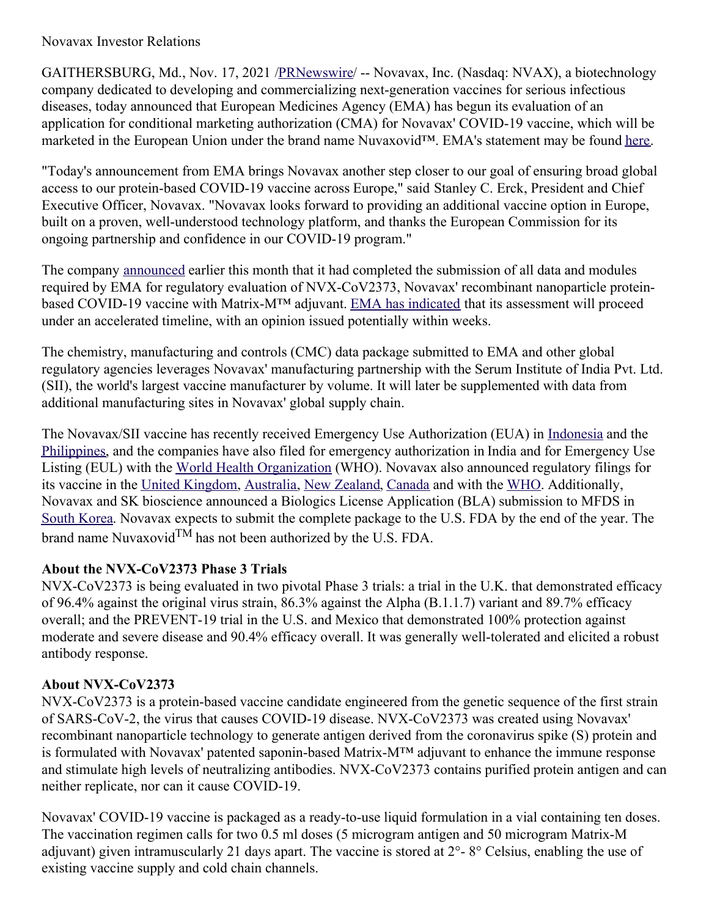Novavax Investor Relations

GAITHERSBURG, Md., Nov. 17, 2021 /PRNewswire/ -- Novavax, Inc. (Nasdaq: NVAX), a biotechnology company dedicated to developing and commercializing next-generation vaccines for serious infectious diseases, today announced that European Medicines Agency (EMA) has begun its evaluation of an application for conditional marketing authorization (CMA) for Novavax' COVID-19 vaccine, which will be marketed in the European Union under the brand name Nuvaxovid™. EMA's statement may be found here.

"Today's announcement from EMA brings Novavax another step closer to our goal of ensuring broad global access to our protein-based COVID-19 vaccine across Europe," said Stanley C. Erck, President and Chief Executive Officer, Novavax. "Novavax looks forward to providing an additional vaccine option in Europe, built on a proven, well-understood technology platform, and thanks the European Commission for its ongoing partnership and confidence in our COVID-19 program."

The company announced earlier this month that it had completed the submission of all data and modules required by EMA for regulatory evaluation of NVX-CoV2373, Novavax' recombinant nanoparticle protein-based COVID-19 vaccine with Matrix-M™ adjuvant. EMA has indicated that its assessment will proceed under an accelerated timeline, with an opinion issued potentially within weeks.

The chemistry, manufacturing and controls (CMC) data package submitted to EMA and other global regulatory agencies leverages Novavax' manufacturing partnership with the Serum Institute of India Pvt. Ltd. (SII), the world's largest vaccine manufacturer by volume. It will later be supplemented with data from additional manufacturing sites in Novavax' global supply chain.

The Novavax/SII vaccine has recently received Emergency Use Authorization (EUA) in Indonesia and the Philippines, and the companies have also filed for emergency authorization in India and for Emergency Use Listing (EUL) with the World Health Organization (WHO). Novavax also announced regulatory filings for its vaccine in the United Kingdom, Australia, New Zealand, Canada and with the WHO. Additionally, Novavax and SK bioscience announced a Biologics License Application (BLA) submission to MFDS in South Korea. Novavax expects to submit the complete package to the U.S. FDA by the end of the year. The brand name Nuvaxovid™ has not been authorized by the U.S. FDA.

**About the NVX-CoV2373 Phase 3 Trials**

NVX-CoV2373 is being evaluated in two pivotal Phase 3 trials: a trial in the U.K. that demonstrated efficacy of 96.4% against the original virus strain, 86.3% against the Alpha (B.1.1.7) variant and 89.7% efficacy overall; and the PREVENT-19 trial in the U.S. and Mexico that demonstrated 100% protection against moderate and severe disease and 90.4% efficacy overall. It was generally well-tolerated and elicited a robust antibody response.

**About NVX-CoV2373**

NVX-CoV2373 is a protein-based vaccine candidate engineered from the genetic sequence of the first strain of SARS-CoV-2, the virus that causes COVID-19 disease. NVX-CoV2373 was created using Novavax' recombinant nanoparticle technology to generate antigen derived from the coronavirus spike (S) protein and is formulated with Novavax' patented saponin-based Matrix-M™ adjuvant to enhance the immune response and stimulate high levels of neutralizing antibodies. NVX-CoV2373 contains purified protein antigen and can neither replicate, nor can it cause COVID-19.

Novavax' COVID-19 vaccine is packaged as a ready-to-use liquid formulation in a vial containing ten doses. The vaccination regimen calls for two 0.5 ml doses (5 microgram antigen and 50 microgram Matrix-M adjuvant) given intramuscularly 21 days apart. The vaccine is stored at 2°- 8° Celsius, enabling the use of existing vaccine supply and cold chain channels.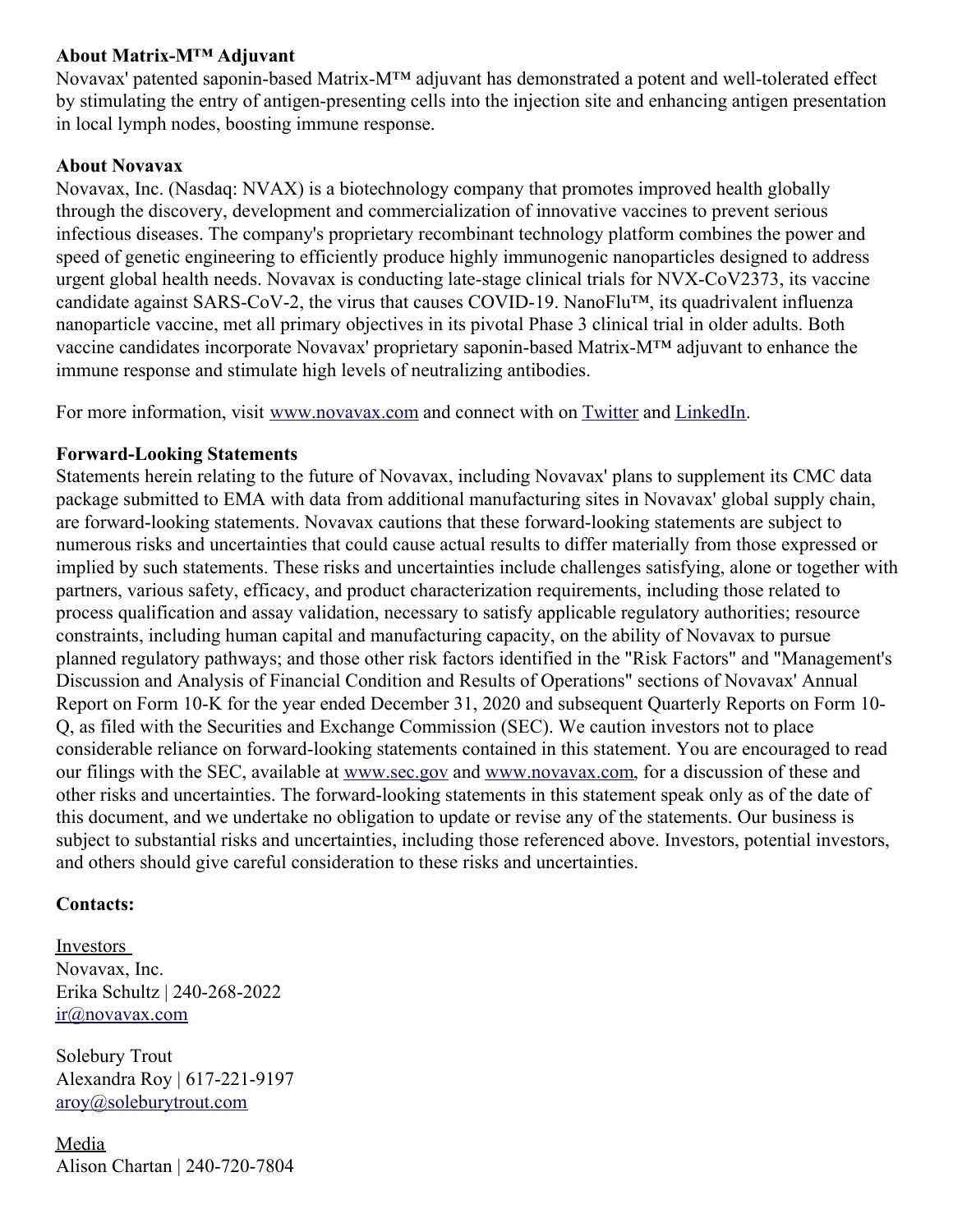**About Matrix-M™ Adjuvant**

Novavax' patented saponin-based Matrix-M™ adjuvant has demonstrated a potent and well-tolerated effect by stimulating the entry of antigen-presenting cells into the injection site and enhancing antigen presentation in local lymph nodes, boosting immune response.

**About Novavax**

Novavax, Inc. (Nasdaq: NVAX) is a biotechnology company that promotes improved health globally through the discovery, development and commercialization of innovative vaccines to prevent serious infectious diseases. The company's proprietary recombinant technology platform combines the power and speed of genetic engineering to efficiently produce highly immunogenic nanoparticles designed to address urgent global health needs. Novavax is conducting late-stage clinical trials for NVX-CoV2373, its vaccine candidate against SARS-CoV-2, the virus that causes COVID-19. NanoFlu™, its quadrivalent influenza nanoparticle vaccine, met all primary objectives in its pivotal Phase 3 clinical trial in older adults. Both vaccine candidates incorporate Novavax' proprietary saponin-based Matrix-M™ adjuvant to enhance the immune response and stimulate high levels of neutralizing antibodies.

For more information, visit [www.novavax.com](http://www.novavax.com) and connect with on [Twitter](https://twitter.com) and [LinkedIn](https://linkedin.com).

**Forward-Looking Statements**

Statements herein relating to the future of Novavax, including Novavax' plans to supplement its CMC data package submitted to EMA with data from additional manufacturing sites in Novavax' global supply chain, are forward-looking statements. Novavax cautions that these forward-looking statements are subject to numerous risks and uncertainties that could cause actual results to differ materially from those expressed or implied by such statements. These risks and uncertainties include challenges satisfying, alone or together with partners, various safety, efficacy, and product characterization requirements, including those related to process qualification and assay validation, necessary to satisfy applicable regulatory authorities; resource constraints, including human capital and manufacturing capacity, on the ability of Novavax to pursue planned regulatory pathways; and those other risk factors identified in the "Risk Factors" and "Management's Discussion and Analysis of Financial Condition and Results of Operations" sections of Novavax' Annual Report on Form 10-K for the year ended December 31, 2020 and subsequent Quarterly Reports on Form 10-Q, as filed with the Securities and Exchange Commission (SEC). We caution investors not to place considerable reliance on forward-looking statements contained in this statement. You are encouraged to read our filings with the SEC, available at [www.sec.gov](http://www.sec.gov) and [www.novavax.com](http://www.novavax.com), for a discussion of these and other risks and uncertainties. The forward-looking statements in this statement speak only as of the date of this document, and we undertake no obligation to update or revise any of the statements. Our business is subject to substantial risks and uncertainties, including those referenced above. Investors, potential investors, and others should give careful consideration to these risks and uncertainties.

**Contacts:**

Investors
Novavax, Inc.
Erika Schultz | 240-268-2022
[ir@novavax.com](mailto:ir@novavax.com)

Solebury Trout
Alexandra Roy | 617-221-9197
[aroy@soleburytrout.com](mailto:aroy@soleburytrout.com)

Media
Alison Chartan | 240-720-7804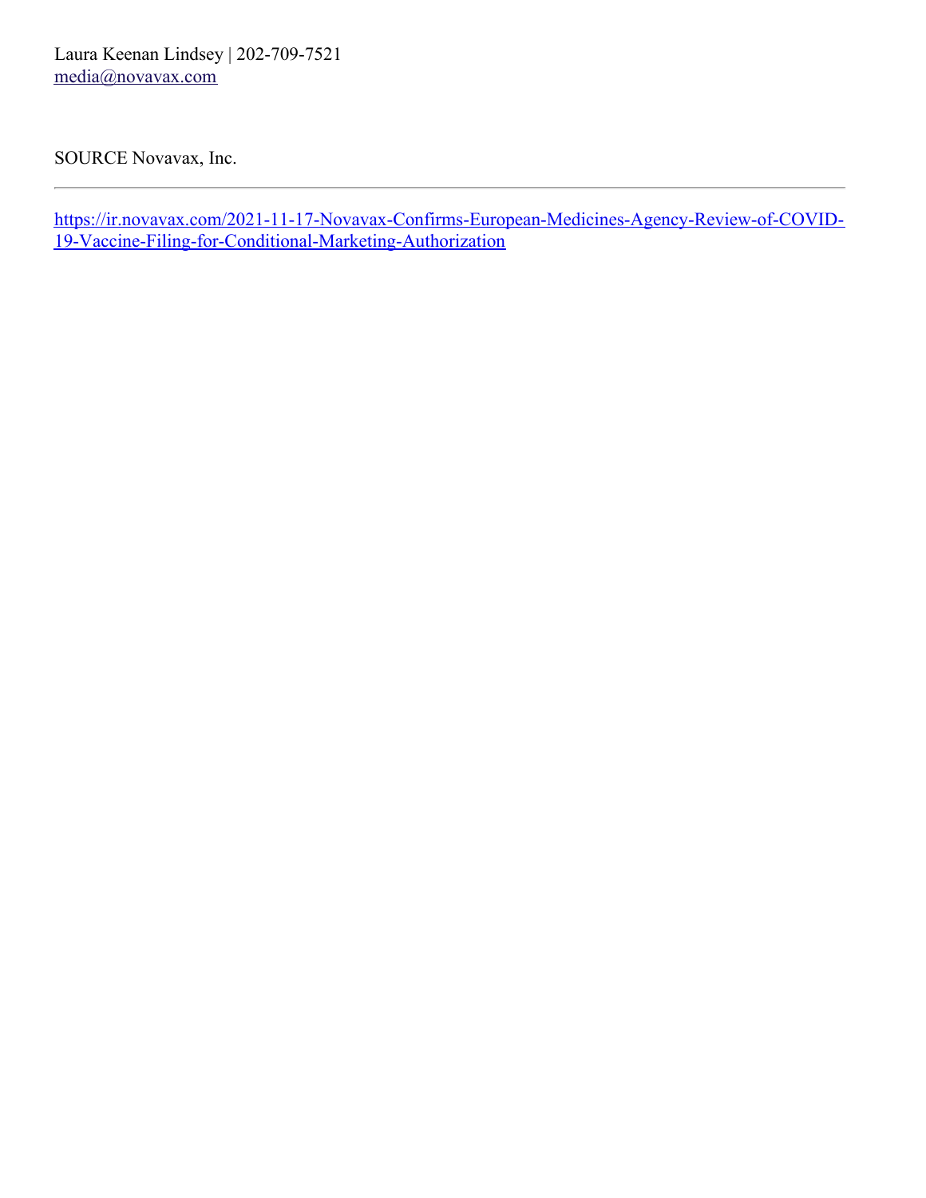Laura Keenan Lindsey | 202-709-7521
media@novavax.com

SOURCE Novavax, Inc.

---

https://ir.novavax.com/2021-11-17-Novavax-Confirms-European-Medicines-Agency-Review-of-COVID-19-Vaccine-Filing-for-Conditional-Marketing-Authorization